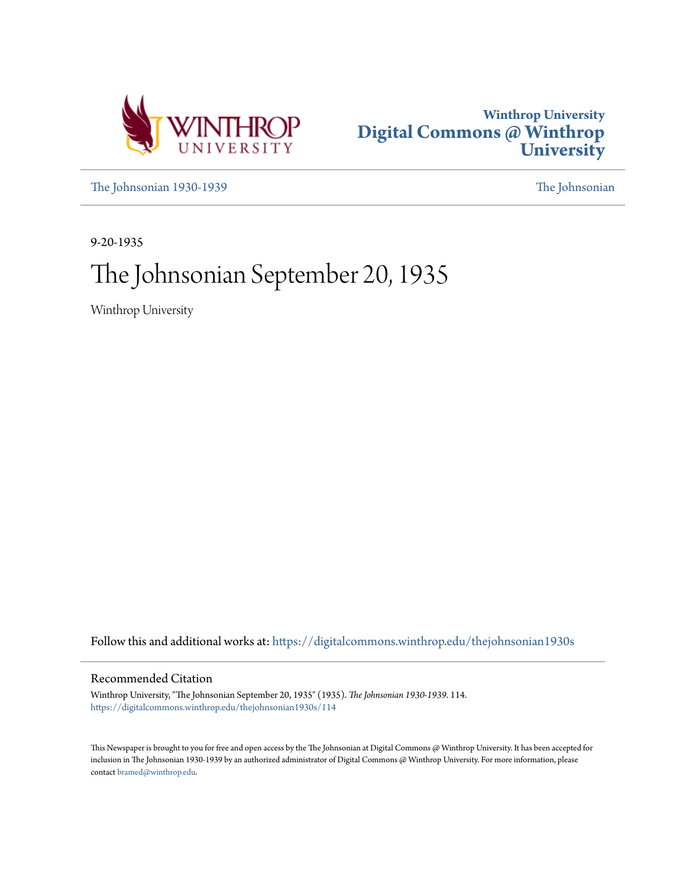Winthrop University
**Digital Commons @ Winthrop University**

The Johnsonian 1930-1939 | The Johnsonian

9-20-1935

# The Johnsonian September 20, 1935

Winthrop University

Follow this and additional works at: https://digitalcommons.winthrop.edu/thejohnsonian1930s

## Recommended Citation

Winthrop University, "The Johnsonian September 20, 1935" (1935). *The Johnsonian 1930-1939*. 114.
https://digitalcommons.winthrop.edu/thejohnsonian1930s/114

This Newspaper is brought to you for free and open access by the The Johnsonian at Digital Commons @ Winthrop University. It has been accepted for inclusion in The Johnsonian 1930-1939 by an authorized administrator of Digital Commons @ Winthrop University. For more information, please contact bramed@winthrop.edu.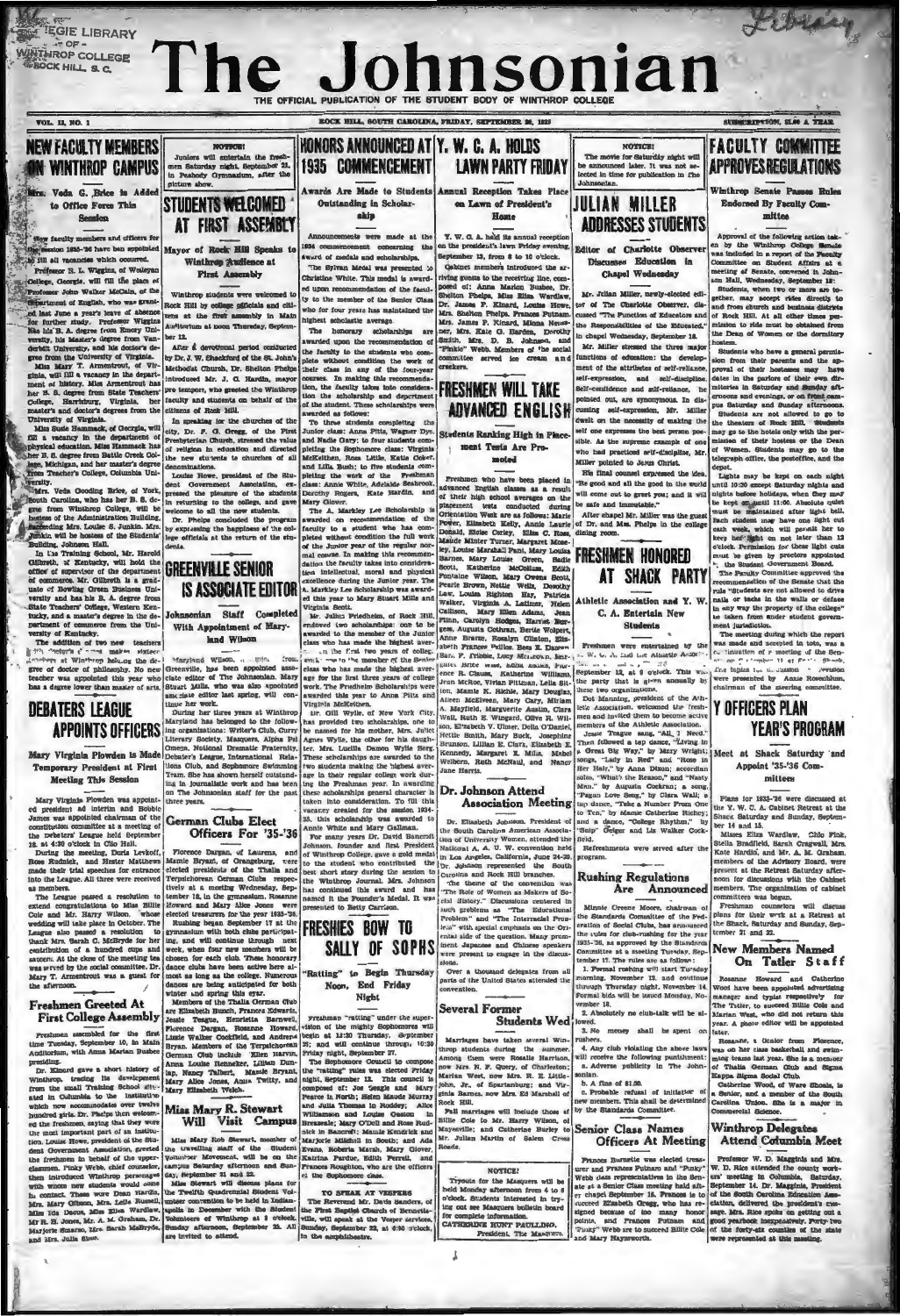# The Johnsonian

THE OFFICIAL PUBLICATION OF THE STUDENT BODY OF WINTHROP COLLEGE

VOL. 13, NO. 1 — ROCK HILL, SOUTH CAROLINA, FRIDAY, SEPTEMBER 20, 1935 — SUBSCRIPTION, $1.00 A YEAR

## NEW FACULTY MEMBERS ON WINTHROP CAMPUS

### Mrs. Veda G. Brice is Added to Office Force This Session

New faculty members and officers for the session 1935-'36 have been appointed to fill all vacancies which occurred.

Professor R. L. Wiggins, of Wesleyan College, Georgia, will fill the place of Professor John Walker McCain, of the department of English, who was granted last June a year's leave of absence for further study. Professor Wiggins has his B. A. degree from Emory University, his Master's degree from Vanderbilt University, and his doctor's degree from the University of Virginia.

Miss Mary T. Armentrout, of Virginia, will fill a vacancy in the department of history. Miss Armentrout has her B. S. degree from State Teachers' College, Harrisburg, Virginia, her master's and doctor's degrees from the University of Virginia.

Miss Susie Hammack, of Georgia, will fill a vacancy in the department of physical education. Miss Hammack has her B. S. degree from Battle Creek College, Michigan, and her master's degree from Teachers College, Columbia University.

Mrs. Veda Gooding Brice, of York, South Carolina, who has her B. S. degree from Winthrop College, will be hostess of the Administration Building, succeeding Mrs. Louise S. Junkin. Mrs. Junkin will be hostess of the Students' Building, Johnson Hall.

In the Training School, Mr. Harold Gilbreth, of Kentucky, will hold the office of supervisor of the department of commerce. Mr. Gilbreth is a graduate of Bowling Green Business University and has his B. A. degree from State Teachers' College, Western Kentucky, and a master's degree in the department of commerce from the University of Kentucky.

The addition of two new teachers ... makes sixteen ... at Winthrop holding the degree of doctor of philosophy. No new teacher was appointed this year who has a degree lower than master of arts.

## DEBATERS LEAGUE APPOINTS OFFICERS

### Mary Virginia Plowden is Made Temporary President at First Meeting This Session

Mary Virginia Plowden was appointed president ad interim and Bobbie James was appointed chairman of the constitution committee at a meeting of the Debaters' League held September 18, at 4:30 o'clock in Old Hall.

During the meeting, Doris Levkoff, Rose Rudnick, and Hester Matthews made their trial speeches for entrance into the League. All three were received as members.

The League passed a resolution to extend congratulations to Miss Billie Cole and Mr. Harry Wilson, whose wedding will take place in October. The League also passed a resolution to thank Mrs. Sarah C. McBryde for her contribution of a hundred cups and saucers. At the close of the meeting tea was served by the social committee. Dr. Mary T. Armentrout was a guest for the afternoon.

## Freshmen Greeted At First College Assembly

Freshmen assembled for the first time Tuesday, September 10, in Main Auditorium, with Anna Marian Busbee presiding.

Dr. Kinard gave a short history of Winthrop, tracing its development from the small Training School situated in Columbia to the institution which now accommodates over twelve hundred girls. Dr. Phelps then welcomed the freshmen, saying that they were the most important part of an institution. Louise Howe, president of the Student Government Association, greeted the freshmen in behalf of the upperclassmen. Pinky Webb, chief counselor, then introduced Winthrop personages with whom new students would come in contact. These were Dean Hardin, Mrs. Mary Gibson, Mrs. Lelia Russell, Miss Ida Dacus, Miss Elise Wardlaw, Mr R. B. Jones, Mr. A. M. Graham, Dr. Marjorie Sinarso, Mrs. Sarah McBryde, and Mrs. Julia Sims.

**NOTICE!**

Juniors will entertain the freshmen Saturday night, September 21, in Peabody Gymnasium, after the picture show.

## STUDENTS WELCOMED AT FIRST ASSEMBLY

### Mayor of Rock Hill Speaks to Winthrop Audience at First Assembly

Winthrop students were welcomed to Rock Hill by college officials and citizens at the first assembly in Main Auditorium at noon Thursday, September 12.

After a devotional period conducted by Dr. J. W. Shackford of the St. John's Methodist Church, Dr. Shelton Phelps introduced Mr. J. C. Hardin, mayor pro tempore, who greeted the Winthrop faculty and students on behalf of the citizens of Rock Hill.

In speaking for the churches of the city, Dr. F. G. Gregg, of the First Presbyterian Church, stressed the value of religion in education and directed the new students to churches of all denominations.

Louise Howe, president of the Student Government Association, expressed the pleasure of the students in returning to the college, and gave welcome to all the new students.

Dr. Phelps concluded the program by expressing the happiness of the college officials at the return of the students.

## GREENVILLE SENIOR IS ASSOCIATE EDITOR

### Johnsonian Staff Completed With Appointment of Maryland Wilson

Maryland Wilson, a senior from Greenville, has been appointed associate editor of The Johnsonian. Mary Stuart Mills, who was also appointed associate editor last spring, will continue her work.

During her three years at Winthrop Maryland has belonged to the following organizations: Writer's Club, Curry Literary Society, Masquers, Alpha Psi Omega, National Dramatic Fraternity, Debater's League, International Relations Club, and Sophomore Swimming Team. She has shown herself outstanding in journalistic work and has been on The Johnsonian staff for the past three years.

## German Clubs Elect Officers For '35-'36

Florence Dargan, of Laurens, and Mamie Bryant, of Orangeburg, were elected presidents of the Thalia and Terpsichorean German Clubs respectively at a meeting Wednesday, September 18, in the gymnasium. Rosanne Howard and Mary Alice Jones were elected treasurers for the year 1935-'36.

Rushing began September 17 at the gymnasium with both clubs participating, and will continue through next week, when four new members will be chosen for each club. These honorary dance clubs have been active here almost as long as the college. Numerous dances are being anticipated for both winter and spring this year.

Members of the Thalia German Club are Elizabeth Bunch, Frances Edwards, Jessie Teague, Henrietta Barnwell, Florence Dargan, Rosanne Howard, Lizzie Walker Cockfield, and Andrena Bryan. Members of the Terpsichorean German Club include Ellen Marvin, Anna Louise Renneker, Lillian Dunlap, Nancy Talbert, Mamie Bryant, Mary Alice Jones, Anna Twitty, and Mary Elizabeth Welch.

## Miss Mary R. Stewart Will Visit Campus

Miss Mary Rob Stewart, member of the travelling staff of the Student Volunteer Movement, will be on the campus Saturday afternoon and Sunday, September 21 and 22.

Miss Stewart will discuss plans for the Twelfth Quadrennial Student Volunteer Convention to be held in Indianapolis in December with the Student Volunteers of Winthrop at 5 o'clock Sunday afternoon, September 22. All are invited to attend.

## HONORS ANNOUNCED AT 1935 COMMENCEMENT

### Awards Are Made to Students Outstanding in Scholarship

Announcements were made at the 1935 commencement concerning the award of medals and scholarships.

The Sylvan Medal was presented to Christine White. This medal is awarded upon recommendation of the faculty to the member of the Senior Class who for four years has maintained the highest scholastic average.

The honorary scholarships are awarded upon the recommendation of the faculty to the students who complete without condition the work of their class in any of the four-year courses. In making this recommendation, the faculty takes into consideration the scholarship and deportment of the student. These scholarships were awarded as follows:

To three students completing the Junior class: Anna Pitts, Wagner Dye, and Nadie Gary; to four students completing the Sophomore class: Virginia McKeithen, Rosa Little, Katie Coker, and Lilla Bush; to five students completing the work of the Freshman class: Annie White, Adelaide Seabrook, Dorothy Rogers, Kate Hardin, and Mary Glover.

The A. Markley Lee Scholarship is awarded on recommendation of the faculty to a student who has completed without condition the full work of the Junior year of the regular normal course. In making this recommendation the faculty takes into consideration intellectual, moral and physical excellence during the Junior year. The A. Markley Lee Scholarship was awarded this year to Mary Stuart Mills and Virginia Scott.

Mr. Julius Friedheim, of Rock Hill, endowed two scholarships: one to be awarded to the member of the Junior class who has made the highest average in the first two years of college work, ... to the member of the Senior class who has made the highest average for the first three years of college work. The Friedheim Scholarships were awarded this year to Anna Pitts and Virginia McKeithen.

Dr. Gill Wylie, of New York City, has provided two scholarships, one to be named for his mother, Mrs. Juliet Agnes Wylie, the other for his daughter, Mrs. Luella Dameo Wylie Berg. These scholarships are awarded to the two students making the highest average in their regular college work during the Freshman year. In awarding these scholarships general character is taken into consideration. To fill this vacancy created for the session 1934-'35, this scholarship was awarded to Annie White and Mary Gallman.

For many years Dr. David Bancroft Johnson, founder and first President of Winthrop College, gave a gold medal to the student who contributed the best short story during the session to the Winthrop Journal. Mrs. Johnson has continued this award and has named it the Founder's Medal. It was presented to Betty Carrison.

## FRESHIES BOW TO SALLY OF SOPHS

### "Ratting" to Begin Thursday Noon, End Friday Night

Freshman "ratting" under the supervision of the mighty Sophomores will begin at 12:30 Thursday, September 26, and will continue through 10:30 Friday night, September 27.

The Sophomore Council to compose the "ratting" rules was elected Friday night, September 13. This council is composed of: Joe Seegle and Mary Pearce in North; Helen Maude Murray and Julia Thomas in Roddey; Alice Williamson and Louise Gasque in Breazeale; Mary O'Dell and Rose Ruddick in Bancroft; Mamie Kendrick and Marjorie Mitchell in South; and Ada Evans, Roberta Marsh, Mary Glover, Katrina Pardue, Edith Ferrell, and Frances Roughton, who are the officers of the Sophomore class.

**TO SPEAK AT VESPERS**

The Reverend Mr. Davis Sanders, of the First Baptist Church of Bennettsville, will speak at the Vesper services, Sunday, September 22, at 6:30 o'clock, in the amphitheatre.

## Y. W. C. A. HOLDS LAWN PARTY FRIDAY

### Annual Reception Takes Place on Lawn of President's Home

Y. W. C. A. held its annual reception on the president's lawn Friday evening, September 13, from 8 to 10 o'clock.

Cabinet members introduced the arriving guests to the receiving line, composed of: Anna Marion Busbee, Dr. Shelton Phelps, Miss Elise Wardlaw, Dr. James P. Kinard, Louise Howe, Mrs. Shelton Phelps, Frances Putnam, Mrs. James P. Kinard, Minna Neuffer, Mrs. Kate G. Hardin, Dorothy Smith, Mrs. D. B. Johnson, and "Pinkie" Webb. Members of the social committee served ice cream and crackers.

## FRESHMEN WILL TAKE ADVANCED ENGLISH

### Students Ranking High in Placement Tests Are Promoted

Freshmen who have been placed in advanced English classes as a result of their high school averages on the placement tests conducted during Orientation Week are as follows: Marie Power, Elizabeth Kelly, Annie Laurie Donald, Eloise Corley, Ellen C. Ross, Maude Minter Turner, Margaret Moseley, Louise Marshall Paul, Mary Louise Barnes, Mary Louise Green, Sadie Scott, Katherine McCollum, Edith Pauline Wilson, Mary Owens Scott, Pearle Brown, Nettie Wells, Dorothy Law, Louise Righton Hay, Patricia Walker, Virginia A. Latimer, Helen Callison, Mary Ellen Adams, Jean Flinn, Carolyn Hodges, Harriet Burgess, Augusta Cothran, Bertie Wolpert, Anne Brame, Rosalyn Clinton, Elizabeth Frances Pullen, Bess E. Dawes, Sara F. Fribble, Lucy McLendon, Mary ..., Alice ..., Edna ..., Florence ... Clause, Katherine Williams, Jean McRae, Vivian Pittman, Lelia Sitton, Mamie K. Richie, Mary Douglas, Aileen McElveen, Mary Carey, Miriam A. Mayfield, Marguerite Austin, Clara Wall, Ruth E. Wingard, Olive R. Wilson, Elizabeth V. Ulmer, Della O'Daniel, Nettie Smith, Mary Buck, Josephine Brunson, Lillian E. Clark, Elizabeth E. Kennedy, Margaret E. Mills, Mabel Welborn, Ruth McNaul, and Nancy Jane Harris.

## Dr. Johnson Attend Association Meeting

Dr. Elizabeth Johnson, President of the South Carolina American Association of University Women, attended the National A. A. U. W. convention held in Los Angeles, California, June 24-29. Dr. Johnson represented the South Carolina and Rock Hill branches.

The theme of the convention was "The Role of Women as Makers of Social History." Discussions centered in such problems as "The Educational Problem" and "The International Problem" with special emphasis on the Oriental side of the question. Many prominent Japanese and Chinese speakers were present to engage in the discussions.

Over a thousand delegates from all parts of the United States attended the convention.

## Several Former Students Wed

Marriages have taken several Winthrop students during the summer. Among them were Rosalie Harrison, now Mrs. R. P. Query, of Charlotte; Marian West, now Mrs. R. E. Little-John, Jr., of Spartanburg; and Virginia Barnes, now Mrs. Ed Marshall of Rock Hill.

Fall marriages will include those of Billie Cole to Mr. Harry Wilson, of Mayesville; and Catherine Burley to Mr. Julian Martin of Salem Cross Roads.

**NOTICE!**

Tryouts for the Masquers will be held Monday afternoon from 4 to 5 o'clock. Students interested in trying out see Masquers bulletin board for complete information.

CATHERINE HUNT PAULLING, President, The Masquers.

**NOTICE!**

The movie for Saturday night will be announced later. It was not selected in time for publication in The Johnsonian.

## JULIAN MILLER ADDRESSES STUDENTS

### Editor of Charlotte Observer Discusses Education in Chapel Wednesday

Mr. Julian Miller, newly-elected editor of The Charlotte Observer, discussed "The Function of Educators and the Responsibilities of the Educated," in chapel Wednesday, September 18.

Mr. Miller stressed the three major functions of education: the development of the attributes of self-reliance, self-expression, and self-discipline. Self-confidence and self-reliance, he pointed out, are synonymous. In discussing self-expression, Mr. Miller dwelt on the necessity of making the self one expresses the best person possible. As the supreme example of one who had practiced self-discipline, Mr. Miller pointed to Jesus Christ.

His final counsel expressed the idea, "Be good and all the good in the world will come out to greet you; and it will be safe and immutable."

After chapel Mr. Miller was the guest of Dr. and Mrs. Phelps in the college dining room.

## FRESHMEN HONORED AT SHACK PARTY

### Athletic Association and Y. W. C. A. Entertain New Students

Freshmen were entertained by the ... W. C. A. and the Athletic Association ... September 12, at 8 o'clock. This was the party that is given annually by these two organizations.

Dot Manning, president of the Athletic Association, welcomed the freshmen and invited them to become active members of the Athletic Association.

Jessie Teague sang, "All I Need." Then followed a tap dance, "Living in a Great Big Way," by Mary Wright; songs, "Lady in Red" and "Rose in Her Hair," by Anna Dixon; accordion solos, "What's the Reason," and "Nasty Man," by Augusta Cockran; a song, "Pagan Love Song," by Clara Wall; a tap dance, "Take a Number From One to Ten," by Mamie Catherine Richey; and a dance, "College Rhythm," by "Snip" Geiger and Lis Walker Cockfield.

Refreshments were served after the program.

## Rushing Regulations Are Announced

Minnie Greene Moore, chairman of the Standards Committee of the Federation of Social Clubs, has announced the rules for club-rushing for the year 1935-'36, as approved by the Standards Committee at a meeting Tuesday, September 17. The rules are as follows:

1. Formal rushing will start Tuesday morning, November 12, and continue through Thursday night, November 14. Formal bids will be issued Monday, November 18.
2. Absolutely no club-talk will be allowed.
3. No money shall be spent on rushees.
4. Any club violating the above laws will receive the following punishment: a. Adverse publicity in The Johnsonian. b. A fine of $1.00. c. Probable refusal of initiation of new members. This shall be determined by the Standards Committee.

## Senior Class Names Officers At Meeting

Frances Burnette was elected treasurer and Frances Putnam and "Pinky" Webb class representatives in the Senate at a Senior Class meeting held after chapel September 12. Frances is to succeed Elizabeth Gregg, who has resigned because of too many honor points, and Frances Putnam and "Pinky" Webb are to succeed Billie Cole and Mary Haynsworth.

## FACULTY COMMITTEE APPROVES REGULATIONS

### Winthrop Senate Passes Rules Endorsed By Faculty Committee

Approval of the following action taken by the Winthrop College Senate was included in a report of the Faculty Committee on Student Affairs at a meeting of Senate, convened in Johnson Hall, Wednesday, September 18:

Students, when two or more are together, may accept rides directly to and from church and business districts of Rock Hill. At all other times permission to ride must be obtained from the Dean of Women or the dormitory hostess.

Students who have a general permission from their parents and the approval of their hostesses may have dates in the parlors of their dormitories in Saturday and Sunday afternoons and evenings, or on front campus Saturday and Sunday afternoons. Students are not allowed to go to the theaters of Rock Hill. Students may go to the theaters of Rock Hill only with the permission of their hostess or the Dean of Women. Students may go to the telegraph office, the postoffice, and the depot.

Lights may be kept on each night until 10:30 except Saturday nights and nights before holidays, when they may be kept on until 11:00. Absolute quiet must be maintained after light bell. Each student may have one light cut each week, which will permit her to keep her light on not later than 12 o'clock. Permission for these light cuts must be given by proctors appointed by the Student Government Board.

The Faculty Committee approved the recommendation of the Senate that the rule "students are not allowed to drive nails or tacks in the walls or deface in any way the property of the college" be taken from under student government jurisdiction.

The meeting during which the report was made and accepted in toto, was a ... of a meeting of the Senate ... were presented by Annie Rosenblum, chairman of the steering committee.

## Y OFFICERS PLAN YEAR'S PROGRAM

### Meet at Shack Saturday and Appoint '35-'36 Committees

Plans for 1935-'36 were discussed at the Y. W. C. A. Cabinet Retreat at the Shack Saturday and Sunday, September 14 and 15.

Misses Elise Wardlaw, Chlo Fink, Stella Bradfield, Sarah Cragwall, Mrs. Kate Hardin, and Mr. A. M. Graham, members of the Advisory Board, were present at the Retreat Saturday afternoon for discussions with the Cabinet members. The organization of cabinet committees was begun.

Freshmen counselors will discuss plans for their work at a Retreat at the Shack, Saturday and Sunday, September 21 and 22.

## New Members Named On Tatler Staff

Rosanne Howard and Catherine Wood have been appointed advertising manager and typist respectively for The Tatler, to succeed Billie Cole and Marian West, who did not return this year. A photo editor will be appointed later.

Rosanne, a Senior from Florence, was on her class basketball and swimming teams last year. She is a member of Thalia German Club and Sigma Kappa Sigma Social Club.

Catherine Wood, of Ware Shoals, is a Senior, and a member of the South Carolina Club. She is a major in Commercial Science.

## Winthrop Delegates Attend Columbia Meet

Professor W. D. Magginis and Mr. W. D. Rice attended the county workers' meeting in Columbia, Saturday, September 14. Dr. Magginis, President of the South Carolina Education Association, delivered the president's message. Miss Rice spoke on getting out a good yearbook inexpensively. Forty-two of the forty-six counties of the state were represented at this meeting.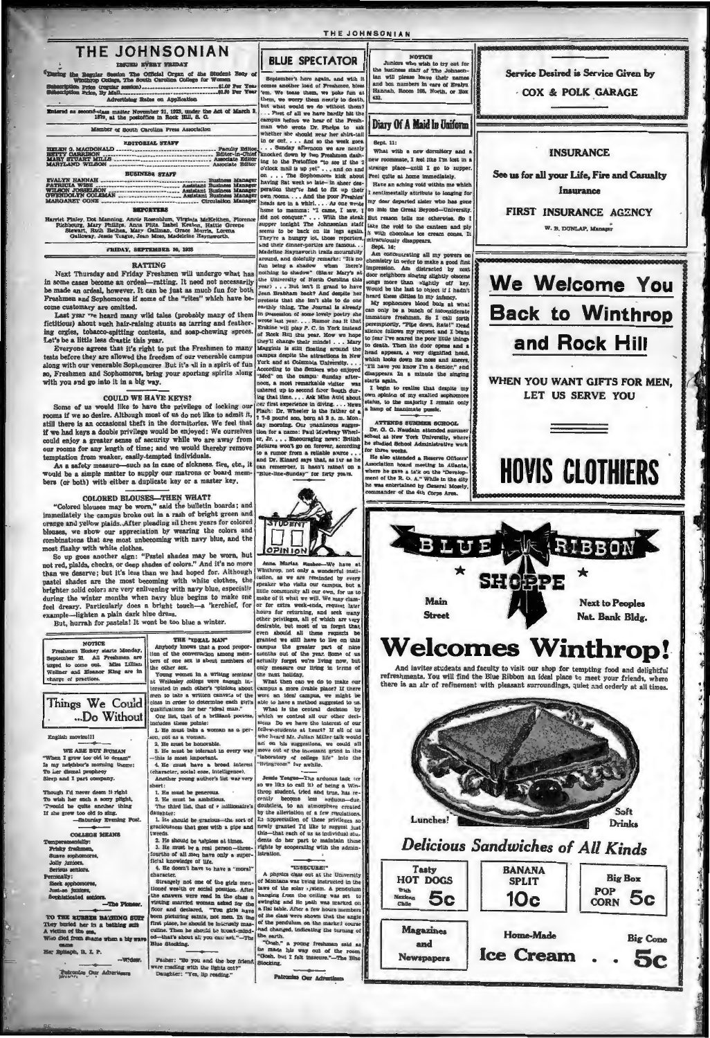# THE JOHNSONIAN

ISSUED EVERY FRIDAY

During the Regular Session The Official Organ of the Student Body of Winthrop College, The South Carolina College for Women

Subscription Price (regular session)..............................$1.00 Per Year
Subscription Price, By Mail.........................................$1.50 Per Year
Advertising Rates on Application

Entered as second-class matter November 21, 1923, under the Act of March 3, 1879, at the postoffice in Rock Hill, S. C.

Member of South Carolina Press Association

**EDITORIAL STAFF**

HELEN G. MACDONALD .................................... Faculty Editor
BETTY GARRISON ........................................... Editor-in-Chief
MARY STUART MILLS ........................................ Associate Editor
MARYLAND WILSON ........................................... Associate Editor

**BUSINESS STAFF**

EVALYN HANNAH ............................................. Business Manager
PATRICIA WISE ............................................. Assistant Business Manager
WILSON JOSSELSON .......................................... Assistant Business Manager
GWENDOLYN COLEMAN ........................................ Assistant Business Manager
MARGARET CONE ............................................. Circulation Manager

**REPORTERS**

Harriet Finley, Dot Manning, Annie Rosenblum, Virginia McKeithen, Florence Richbourg, Mary Phillips, Anna Pitts, Isabel Keaton, Hattie Greene Stewart, Ruth Bethea, Mary Gallman, Grace Morris, Loretta Galloway, Jessie Teague, Jean Moss, Madeline Haynsworth.

FRIDAY, SEPTEMBER 20, 1935

## RATTING

Next Thursday and Friday Freshmen will undergo what has in some cases become an ordeal—ratting. It need not necessarily be made an ordeal, however. It can be just as much fun for both Freshmen and Sophomores if some of the "rites" which have become customary are omitted.

Last year we heard many wild tales (probably many of them fictitious) about such hair-raising stunts as tarring and feathering orgies, tobacco-spitting contests, and soap-chewing sprees. Let's be a little less drastic this year.

Everyone agrees that it's right to put the Freshmen to many tests before they are allowed the freedom of our venerable campus along with our venerable Sophomores. But it's all in a spirit of fun so, Freshmen and Sophomores, bring your sporting spirits along with you and go into it in a big way.

## COULD WE HAVE KEYS?

Some of us would like to have the privilege of locking our rooms if we so desire. Although most of us do not like to admit it, still there is an occasional theft in the dormitories. We feel that if we had keys a double privilege would be enjoyed: We ourselves could enjoy a greater sense of security while we are away from our rooms for any length of time; and we would thereby remove temptation from weaker, easily-tempted individuals.

As a safety measure—such as in case of sickness, fire, etc., it would be a simple matter to supply our matrons or board members (or both) with either a duplicate key or a master key.

## COLORED BLOUSES—THEN WHAT?

"Colored blouses may be worn," said the bulletin boards; and immediately the campus broke out in a rash of bright green and orange and yellow plaids. After pleading all these years for colored blouses, we show our appreciation by wearing the colors and combinations that are most unbecoming with navy blue, and the most flashy with white clothes.

So up goes another sign: "Pastel shades may be worn, but not red, plaids, checks, or deep shades of colors." And it's no more than we deserve; but it's less than we had hoped for. Although pastel shades are the most becoming with white clothes, the brighter solid colors are very enlivening with navy blue, especially during the winter months when navy blue begins to make one feel dreary. Particularly does a bright touch—a 'kerchief, for example—lighten a plain dark blue dress.

But, hurrah for pastels! It wont be too blue a winter.

### NOTICE

Freshmen Hockey starts Monday, September 23. All Freshmen are urged to come out. Miss Lillian Wellner and Eleanor King are in charge of practices.

## Things We Could ...Do Without

English movies!!!

**WE ARE BUT HUMAN**

"When I grow too old to dream"
Is my neighbor's morning theme;
To her dismal prophecy
Sleep and I part company.

Though I'd never deem it right
To wish her such a sorry plight,
'Twould be quite another thing
If she grew too old to sing.
—Saturday Evening Post.

**COLLEGE MEANS**

Temperamentally:
Frisky freshmen,
Suave sophomores,
Jolly Juniors,
Serious seniors.
Personally:
Sleek sophomores,
Just-so juniors,
Sophisticated seniors.
—The Pioneer.

**TO THE RUBBER BATHING SUIT**

They buried her in a bathing suit
A victim of the sea,
Who died from shame when a big wave came
Her Epitaph, R. I. P.
—Widow.

Patronize Our Advertisers

### THE "IDEAL MAN"

Anybody knows that a good proportion of the conversation among members of one sex is about members of the other sex.

Young women in a writing seminar at Wellesley college were enough interested in each other's "opinion about men to take a written canvass of the class in order to determine each girl's qualifications for her "ideal man."

One list, that of a brilliant poetess, includes these points:

1. He must take a woman as a person, not as a woman.
2. He must be honorable.
3. He must be tolerant in every way—this is most important.
4. He must have a broad interest (character, social ease, intelligence).

Another young author's list was very short:

1. He must be generous.
2. He must be ambitious.

The third list, that of a millionaire's daughter:

1. He should be gracious—the sort of graciousness that goes with a pipe and tweeds.
2. He should be helpless at times.
3. He must be a real person—three-fourths of all men have only a superficial knowledge of life.
4. He doesn't have to have a "moral" character.

Strangely not one of the girls mentioned wealth or social position. After the answers were read in the class a visiting married woman asked for the floor and declared, "You girls have been picturing saints, not men. In the first place, he should be insanely masculine. Then he should be broad-minded—that's about all you can ask."—The Blue Stocking.

Father: "So you and the boy friend were reading with the lights out?"
Daughter: "Yes, lip reading."

## BLUE SPECTATOR

September's here again, and with it comes another load of Freshmen, bless 'em. We tease them, we poke fun at them, we worry them nearly to death, but what would we do without them? . . . First of all we have hardly hit the campus before we hear of the Freshman who wrote Dr. Phelps to ask whether she should wear her shirt-tail in or out. . . . And so the week goes . . . Sunday afternoon we are nearly knocked down by two Freshmen dashing to the Postoffice "to see if the 2 o'clock mail is up yet" . . . and on and on . . . The Sophomores kick about having Rat week so late—in sheer desperation they've had to fix up their own rooms. . . . And the poor Freshies' heads are in a whirl. . . . As one wrote home to mamma: "I came, I saw, I did not conquer." . . . With the steak supper tonight The Johnsonian staff seems to be back on its legs again. They're a hungry lot, those reporters, and their dinner-parties are famous. . . Madeline Haynsworth trails mournfully around, and dolefully remarks: "It's no fun being a shadow when there's nothing to shadow" (Blanc Mary's at the University of North Carolina this year) . . . But isn't it grand to have Jean Brabham back? And despite her protests that she isn't able to do one earthly thing, The Journal is already in possession of some lovely poetry she wrote last year. . . . Rumor has it that Erskine will play P. C. in York instead of Rock Hill this year. How we hope they'll change their minds! . . . Mary Maggins is still floating around the campus despite the attractions in New York and at Columbia University. . . . According to the Seniors who enjoyed "Med" on the campus Sunday afternoon, a most remarkable visitor was ushered up to second floor South during that time. . . . Ask Miss Auld about her first experience in diving. . . . News Flash: Dr. Wheeler is the father of a 7 1-8 pound son, born at 3 a. m. Monday morning. Our unanimous suggestion for a name: Paul Mowbray Wheeler, Jr. . . . Encouraging news: British pictures won't go on forever, according to a rumor from a reliable source . . . and Dr. Kinard says that, as far as he can remember, it hasn't rained on a "Blue-line-Sunday" for forty years.

## STUDENT OPINION

Anne Marian Simbes—We have at Winthrop, not only a wonderful institution, as we are reminded by every speaker who visits our campus, but a little community all our own, for us to make of it what we will. We may clamor for extra week-ends, request later hours for returning, and seek many other privileges, all of which are very desirable, but most of us forget that even should all these requests be granted we still have to live on this campus the greater part of nine months out of the year. Some of us actually forget we're living now, but only measure our living in terms of the next holiday.

What then can we do to make our campus a more livable place? If there were an ideal campus, we might be able to have a method suggested to us. What is the central decision by which we control all our other decisions Do we have the interest of our fellow-students at heart? If all of us who heard Mr. Julian Miller talk would act on his suggestions, we could all move out of the incessant grind in the "laboratory of college life" into the "livingroom" for awhile.

Jessie Teague—The arduous task (or so we like to call it) of being a Winthrop student, tried and true, has recently become less arduous—due, doubtless, to an atmosphere created by the alleviation of a few regulations. In appreciation of these privileges so newly granted I'd like to suggest just this—that each of us as individual students do her part to maintain these rights by cooperating with the administration.

### "UNSECURE!"

A physics class out at the University of Montana was being instructed in the laws of the solar system. A pendulum hanging from the ceiling was set to swinging and its path was traced on a flat table. After a few hours members of the class were shown that the angle of the pendulum on the marked course had changed, indicating the turning of the earth.

"Oooh," a young freshman said as he made his way out of the room. "Oooh, but I felt insecure."—The Blue Stocking.

Patronize Our Advertisers

### NOTICE

Juniors who wish to try out for the business staff of The Johnsonian will please leave their names and box numbers in care of Evalyn Hannah, Room 108, North, or Box 432.

## Diary Of A Maid In Uniform

Sept. 11:

What with a new dormitory and a new roommate, I feel like I'm lost in a strange place—until I go to supper. Feel quite at home immediately.

Have an aching void within me which I sentimentally attribute to longing for my dear departed sister who has gone on into the Great Beyond—University. But reason tells me otherwise. So I take the void to the canteen and ply it with chocolate ice cream cones. It miraculously disappears.

Sept. 16:

Am concentrating all my powers on chemistry in order to make a good first impression. Am distracted by next door neighbors singing slightly obscene songs more than slightly off key. Would be the last to object if I hadn't heard these ditties in my infancy.

My sophomore blood boils at what can only be a bunch of inconsiderate immature freshmen. So I call forth peremptorily, "Pipe down, Rats!" Dead silence follows my request and I begin to fear I've scared the poor little things to death. Then the door opens and a head appears, a very dignified head, which looks down its nose and sneers, "I'll have you know I'm a Senior," and disappears. In a minute the singing starts again.

I begin to realize that despite my own opinion of my exalted sophomore status, to the majority I remain only a lump of inanimate puzzle.

### ATTENDS SUMMER SCHOOL

Dr. G. O. Naudain attended summer school at New York University, where he studied School Administrative work for three weeks.

He also attended a Reserve Officers' Association board meeting in Atlanta, where he gave a talk on the "Development of the R. O. A." While in the city he was entertained by General Moseley, commander of the 4th Corps Area.

---

**Service Desired is Service Given by**

**COX & POLK GARAGE**

---

## INSURANCE

See us for all your Life, Fire and Casualty Insurance

**FIRST INSURANCE AGENCY**

W. B. DUNLAP, Manager

---

# We Welcome You Back to Winthrop and Rock Hill

WHEN YOU WANT GIFTS FOR MEN, LET US SERVE YOU

# HOVIS CLOTHIERS

---

# BLUE RIBBON SHOPPE

Main Street | Next to Peoples Nat. Bank Bldg.

# Welcomes Winthrop!

And invites students and faculty to visit our shop for tempting food and delightful refreshments. You will find the Blue Ribbon an ideal place to meet your friends, where there is an air of refinement with pleasant surroundings, quiet and orderly at all times.

Lunches! | Soft Drinks

## *Delicious Sandwiches of All Kinds*

| | | |
|---|---|---|
| Tasty HOT DOGS With Mexican Chile 5c | BANANA SPLIT 10c | Big Box POP CORN 5c |
| Magazines and Newspapers | Home-Made Ice Cream | Big Cone 5c |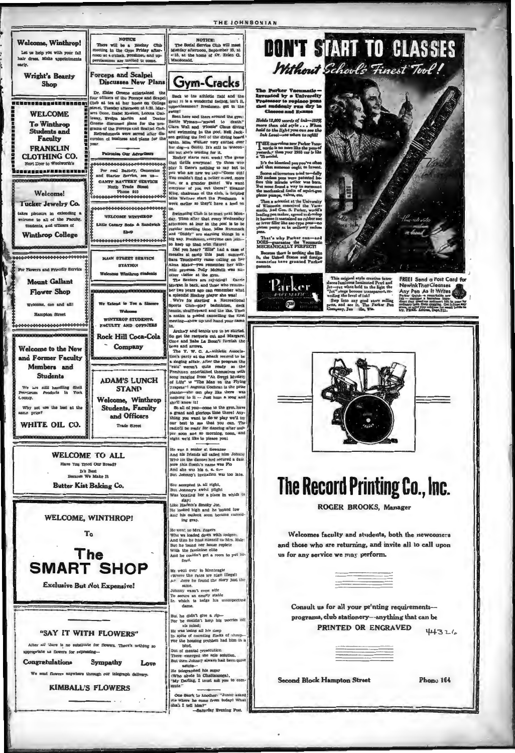Welcome, Winthrop!

Let us help you with your fall hair dress. Make appointments early.

**Wright's Beauty Shop**

---

**WELCOME To Winthrop Students and Faculty**

**FRANKLIN CLOTHING CO.**

Next Door to Woolworth's

---

Welcome!

**Tucker Jewelry Co.**

takes pleasure in extending a welcome to all of the Faculty, Students, and officers of

**Winthrop College**

---

For Flowers and Friendly Service

**Mount Gallant Flower Shop**

Welcome, one and all!

Hampton Street

---

**Welcome to the New and Former Faculty Members and Students**

We are still handling Shell Petroleum Products in York County.

Why not use the best at the same price?

**WHITE OIL CO.**

---

NOTICE

There will be a Hockey Club meeting in the Gym Friday afternoon at 4 o'clock. Freshmen and upperclassmen are invited to come.

---

## Forceps and Scalpel Discusses New Plans

Dr. Elsie Greene entertained the four officers of the Forceps and Scalpel Club at tea at her home on College street, Tuesday afternoon at 4:30. Margaret Cone, Isabel Keaton, Lorena Galloway, Evelyn Martin, and Doctor Greene discussed plans for the programs of the Forceps and Scalpel Club. Refreshments were served after discussion of business and plans for the year.

---

Patronize Our Advertisers

---

For real Battery, Generator and Starter Service, see us—

**GANTT BATTERY SERVICE**

North Trade Street

Phone 910

---

**WELCOME WINTHROP**

Little Canary Soda & Sandwich Shop

---

**MAIN STREET SERVICE STATION**

Welcomes Winthrop Students

---

We Extend to You a Sincere Welcome

**WINTHROP STUDENTS, FACULTY AND OFFICERS**

---

**Rock Hill Coca-Cola Company**

---

**ADAM'S LUNCH STAND**

**Welcome, Winthrop Students, Faculty and Officers**

Trade Street

---

NOTICE!

The Social Service Club will meet Monday afternoon, September 23, at 4:15, at the home of Dr. Helen G. Macdonald.

---

## Gym-Cracks

Back to the athletic field and the gym! It is a wonderful feeling, isn't it, upperclassmen? Freshmen, get in the swing!

Seen here and there around the gym: Bertie Wyman—"scared to death." Clara Wall and "Tootsie" Claus diving and swimming in the pool. Nell Jackson getting the feel of the diving board again. Miss Wellner very excited over her dog—a Scotty. It's still in Wisconsin but she's sending for it.

Hockey starts next week! The game that thrills everyone! To those who play it there's nothing to say but to you who are new we say—"Come out! You couldn't find a better crowd, more fun, or a grander game! We want everyone of you out there!" Eleanor King, chairman of the club, is helping Miss Wellner start the Freshmen a week earlier so they'll have a lead on us.

Swimming Club is to meet next Monday. Then after that every Wednesday afternoon at four in the pool is to be regular meeting time. Miss Rummack and "Diddy" are starting things in a big way. Freshmen, everyone can join—to keep up that trim figure!

Did you hear? "Ellis" had a case of measles at camp this past summer. Sara Tomberry came calling on her Alma Mater—you remember her athletic prowess. Polly McNeill was another visitor at the gym.

The Seniors are rejoicing! Carrie Morgan is back, and those who remember two years ago can remember what a splendid Hockey player she was!

We're for starting a Recreational Sports Club—play badminton, deck tennis, shuffleboard and the like. Then a notice is posted concerning the first meeting—show up and hand your name in.

Archery and tennis are to be started. So get the racquets out and Margaret Cone and Babe La Boon'll furnish the bows and arrows.

The Y. W. C. A.-Athletic Association's party at the Shack seemed to be a singing affair. After the program the "eats" weren't quite ready so the Freshmen entertained themselves with song ranging from "Ah Sweet Mystery of Life" to "The Man on the Flying Trapeze". Augusta Cochran is the prize pianist—she can play like there was nothing to it — Just hum a song and she'll know it!

So all of you—come to the gym, have a grand and glorious time there! Anything you want to do or play we'll try our best to see that you can. The radio'll be ready for dancing after supper soon and so morning, noon, and night we'd like to please you!

---

He was a senior at Sewanee
And his friends all called him Johnny
Who for the dances had secured a date
Now this flossie's name was Flo
And she was his o. a. o.—
But Johnny's invitation was too late.

She accepted it, all right,
But Johnny's awful plight
Was locating her a place in which to stay;
Like Harlem's Smoky Joe,
He looked high and he looked low
And his outlook soon became exceeding gray.

He went to Mrs. Rogers
Who was loaded down with lodgers,
And then he hied himself to Mrs. Hale;
But he found her house replete
With the feminine elite
And he couldn't get a room to put his frail.

He went over to Monteagle
(Where the rates are nigh illegal)
And there he found the story just the same.
Johnny wasn't even able
To secure an empty stable
In which to lodge his unsuspecting dame.

But he didn't give a rip—
For he couldn't keep his worries off his mind;
He was losing all his sleep
In spite of counting flocks of sheep—
For the housing problem had him in a bind.

Out of mental persecution
There emerged the sole solution,
But then Johnny always had been quite astute—
He telegraphed his sugar
(Who abode in Chattanooga),
"My Darling, I must ask you to commute"

---

One Stork to Another: "Junior asked me where he came from today! What shall I tell him?"

—Saturday Evening Post.

---

**WELCOME TO ALL**

Have You Tried Our Bread?

It's Best Because We Make It

**Butter Kist Baking Co.**

---

**WELCOME, WINTHROP!**

To

# The SMART SHOP

**Exclusive But Not Expensive!**

---

## "SAY IT WITH FLOWERS"

After all there is no substitute for flowers. There's nothing so appropriate as flowers for expressing—

**Congratulations Sympathy Love**

We send flowers anywhere through our telegraph delivery.

**KIMBALL'S FLOWERS**

---

# DON'T START TO CLASSES

*Without School's Finest Tool!*

**The Parker Vacumatic—Invented by a University Professor to replace pens that suddenly run dry in Classes and Exams**

*Holds 12,000 words of ink—102% more than old style . . . When held to the light you can see the Ink Level—see when to refill!*

THE marvelous new Parker Vacumatic is no more like the pens of yesterday than your 1935 car is like a '25 model.

It's the identical pen you've often said that someone ought to invent.

Scores of inventors tried to—fully 250 sac-less pens were patented before this miracle writer was born. But none found a way to surmount the mechanical faults of squirt-gun piston pumps, valves, etc.

Then a scientist at the University of Wisconsin conceived the Vacumatic. And Geo. S. Parker, world's leading pen maker, agreed to develop it because it contained no rubber sac or lever filler like sac-type pens—no piston pump as in ordinary sacless pens.

That's why Parker can—and DOES—guarantee the Vacumatic MECHANICALLY PERFECT!

Because there is nothing else like it, the United States and foreign countries have granted Parker patents.

This original style creation introduces luminous laminated Pearl and Jet—yet when held to the light the "Jet" rings become transparent, revealing the level of ink!

Step into any good store selling pens, and see it. The Parker Pen Company, Janesville, Wis.

**FREE! Send a Post Card for New Ink That Cleanses Any Pen As It Writes**

Parker Quink—a remarkable new ink—contains a harmless ingredient that dissolves sediment left in pens by ordinary inks. Ends clogging. Get it from any store, or send your address for small bottle to try, FREE. Address, Dept.711.

---

# The Record Printing Co., Inc.

**ROGER BROOKS, Manager**

Welcomes faculty and students, both the newcomers and those who are returning, and invite all to call upon us for any service we may perform.

Consult us for all your printing requirements—programs, club stationery—anything that can be **PRINTED OR ENGRAVED**

Second Block Hampton Street Phone 164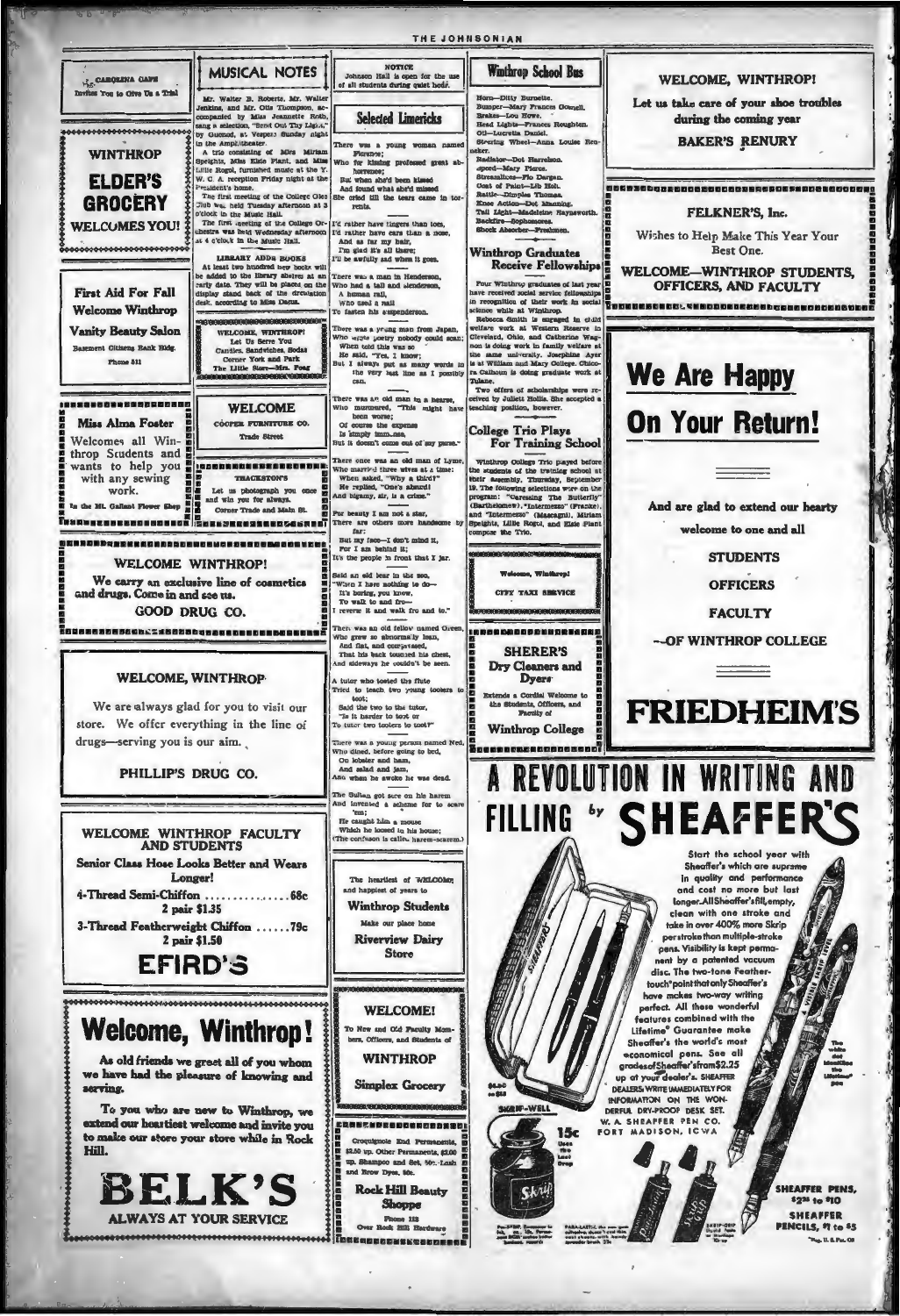The CAROLINA CAFE Invites You to Give Us a Trial

WINTHROP

**ELDER'S GROCERY**

WELCOMES YOU!

**First Aid For Fall**

**Welcome Winthrop**

**Vanity Beauty Salon**

Basement Citizens Bank Bldg.

Phone 511

**Miss Alma Foster**

Welcomes all Winthrop Students and wants to help you with any sewing work.

In the Mt. Gallant Flower Shop

## WELCOME WINTHROP!

We carry an exclusive line of cosmetics and drugs. Come in and see us.

**GOOD DRUG CO.**

## WELCOME, WINTHROP

We are always glad for you to visit our store. We offer everything in the line of drugs—serving you is our aim.

**PHILLIP'S DRUG CO.**

## WELCOME WINTHROP FACULTY AND STUDENTS

**Senior Class Hose Looks Better and Wears Longer!**

4-Thread Semi-Chiffon ............... 68c
2 pair $1.35

3-Thread Featherweight Chiffon ...... 79c
2 pair $1.50

**EFIRD'S**

# Welcome, Winthrop!

As old friends we greet all of you whom we have had the pleasure of knowing and serving.

To you who are new to Winthrop, we extend our heartiest welcome and invite you to make our store your store while in Rock Hill.

# BELK'S

ALWAYS AT YOUR SERVICE

## MUSICAL NOTES

Mr. Walter B. Roberts, Mr. Walter Jenkins, and Mr. Otis Thompson, accompanied by Miss Jeannette Roth, sang a selection, "Send Out Thy Light," by Gounod, at Vespers Sunday night in the Amphitheater.

A trio consisting of Miss Miriam Speights, Miss Elsie Plant, and Miss Lillie Rogol, furnished music at the Y. W. C. A. reception Friday night at the President's home.

The first meeting of the College Glee Club was held Tuesday afternoon at 5 o'clock in the Music Hall.

The first meeting of the College Orchestra was held Wednesday afternoon at 4 o'clock in the Music Hall.

**LIBRARY ADDS BOOKS**

At least two hundred new books will be added to the library shelves at an early date. They will be placed on the display stand back of the circulation desk, according to Miss Dacus.

WELCOME, WINTHROP!

Let Us Serve You

Candies, Sandwiches, Sodas

Corner York and Park

The Little Store—Mrs. Fogg

## WELCOME

COOPER FURNITURE CO.

Trade Street

**TRACKSTON'S**

Let us photograph you once and win you for always.

Corner Trade and Main St.

NOTICE

Johnson Hall is open for the use of all students during quiet hour.

## Selected Limericks

There was a young woman named Florence,
Who for kissing professed great abhorrence;
But when she'd been kissed
And found what she'd missed
She cried till the tears came in torrents.

I'd rather have fingers than toes,
I'd rather have ears than a nose,
And as for my hair,
I'm glad it's all there;
I'll be awfully sad when it goes.

There was a man in Henderson,
Who had a tall and slenderson,
A human rail,
Who used a nail
To fasten his suspenderson.

There was a young man from Japan,
Who wrote poetry nobody could scan;
When told this was so
He said, "Yes, I know;
But I always put as many words in the very last line as I possibly can.

There was an old man in a hearse,
Who murmured, "This might have been worse;
Of course the expense
Is simply imm.nse,
But it doesn't come out of my purse."

There once was an old man of Lyme,
Who married three wives at a time;
When asked, "Why a third?"
He replied, "One's absurd!
And bigamy, sir, is a crime."

For beauty I am not a star,
There are others more handsome by far;
But my face—I don't mind it,
For I am behind it;
It's the people in front that I jar.

Said an old bear in the zoo,
"When I have nothing to do—
It's boring, you know,
To walk to and fro—
I reverse it and walk fro and to."

There was an old fellow named Green,
Who grew so abnormally lean,
And flat, and compressed,
That his back touched his chest,
And sideways he couldn't be seen.

A tutor who tooted the flute
Tried to teach two young tooters to toot;
Said the two to the tutor,
"Is it harder to toot or
To tutor two tooters to toot?"

There was a young person named Ned,
Who dined, before going to bed,
On lobster and ham,
And salad and jam,
And when he awoke he was dead.

The Sultan got sore on his harem
And invented a scheme for to scare 'em;
He caught him a mouse
Which he loosed in his house;
(The confusion is called harem-scarem.)

The heartiest of WELCOMES and happiest of years to

**Winthrop Students**

Make our place home

**Riverview Dairy Store**

## WELCOME!

To New and Old Faculty Members, Officers, and Students of

**WINTHROP**

**Simplex Grocery**

Croquignole End Permanents $2.50 up. Other Permanents, $2.00 up. Shampoo and Set, 50c. Lash and Brow Dyes, 50c.

**Rock Hill Beauty Shoppe**

Phone 152

Over Rock Hill Hardware

## Winthrop School Bus

Horn—Ditty Burnette.
Bumper—Mary Frances Gosnell.
Brakes—Lou Howe.
Head Lights—Frances Roughton.
Oil—Lucretia Daniel.
Steering Wheel—Anna Louise Rencker.
Radiator—Dot Harrelson.
Speed—Mary Pierce.
Streamlines—Flo Dargan.
Coat of Paint—Lib Holt.
Rattle—Dimples Thomas.
Knee Action—Dot Manning.
Tail Light—Madeleine Haynsworth.
Backfire—Sophomores.
Shock Absorber—Freshmen.

## Winthrop Graduates Receive Fellowships

Four Winthrop graduates of last year have received social service fellowships in recognition of their work in social science while at Winthrop.

Rebecca Smith is engaged in child welfare work at Western Reserve in Cleveland, Ohio, and Catherine Wagnon is doing work in family welfare at the same university. Josephine Ayer is at William and Mary College. Chicora Calhoun is doing graduate work at Tulane.

Two offers of scholarships were received by Juliett Hollis. She accepted a teaching position, however.

## College Trio Plays For Training School

Winthrop College Trio played before the students of the training school at their assembly, Thursday, September 19. The following selections were on the program: "Caressing The Butterfly" (Barthelomew), "Intermezzo" (Franke), and "Intermezzo" (Mascagni). Miriam Speights, Lillie Rogol, and Elsie Plant compose the Trio.

Welcome, Winthrop!

CITY TAXI SERVICE

**SHERER'S**

**Dry Cleaners and Dyers**

Extends a Cordial Welcome to the Students, Officers, and Faculty of

**Winthrop College**

## WELCOME, WINTHROP!

Let us take care of your shoe troubles during the coming year

**BAKER'S RENURY**

**FELKNER'S, Inc.**

Wishes to Help Make This Year Your Best One.

**WELCOME—WINTHROP STUDENTS, OFFICERS, AND FACULTY**

# We Are Happy On Your Return!

And are glad to extend our hearty welcome to one and all

STUDENTS

OFFICERS

FACULTY

—OF WINTHROP COLLEGE

# FRIEDHEIM'S

# A REVOLUTION IN WRITING AND FILLING by SHEAFFER'S

Start the school year with Sheaffer's which are supreme in quality and performance and cost no more but last longer. All Sheaffer's fill, empty, clean with one stroke and take in over 400% more Skrip per stroke than multiple-stroke pens. Visibility is kept permanent by a patented vacuum disc. The two-tone Feathertouch point that only Sheaffer's have makes two-way writing perfect. All these wonderful features combined with the Lifetime Guarantee make Sheaffer's the world's most economical pens. See all grades of Sheaffer's from $2.25 up at your dealer's. SHEAFFER DEALERS: WRITE IMMEDIATELY FOR INFORMATION ON THE WONDERFUL DRY-PROOF DESK SET. W. A. SHEAFFER PEN CO. FORT MADISON, IOWA

SKRIP-WELL

15c

SHEAFFER PENS, $2.25 to $10

SHEAFFER PENCILS, $1 to $5